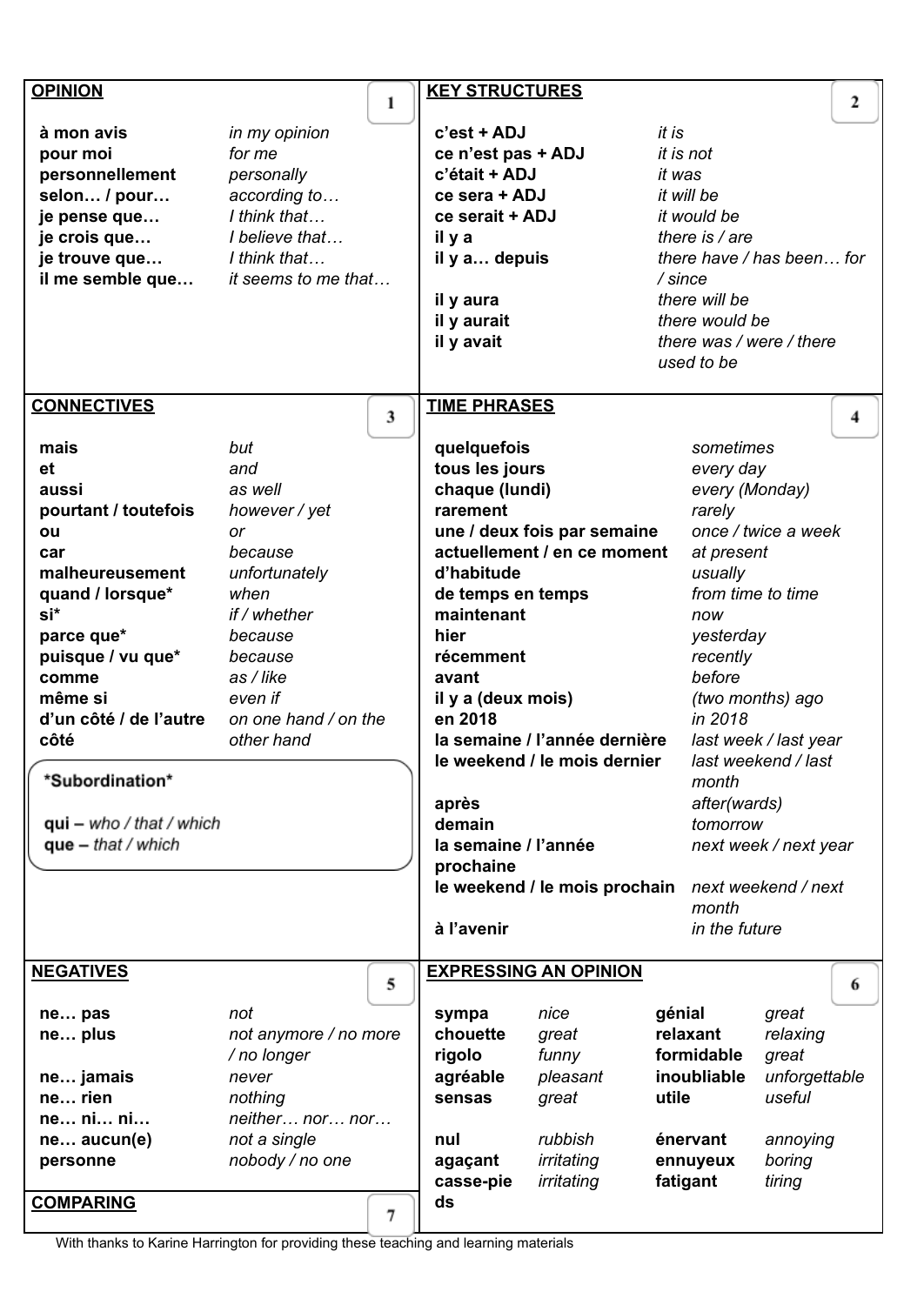## OPINION

1

| | |
|---|---|
| **à mon avis** | *in my opinion* |
| **pour moi** | *for me* |
| **personnellement** | *personally* |
| **selon… / pour…** | *according to…* |
| **je pense que…** | *I think that…* |
| **je crois que…** | *I believe that…* |
| **je trouve que…** | *I think that…* |
| **il me semble que…** | *it seems to me that…* |

## KEY STRUCTURES

2

| | |
|---|---|
| **c'est + ADJ** | *it is* |
| **ce n'est pas + ADJ** | *it is not* |
| **c'était + ADJ** | *it was* |
| **ce sera + ADJ** | *it will be* |
| **ce serait + ADJ** | *it would be* |
| **il y a** | *there is / are* |
| **il y a… depuis** | *there have / has been… for / since* |
| **il y aura** | *there will be* |
| **il y aurait** | *there would be* |
| **il y avait** | *there was / were / there used to be* |

## CONNECTIVES

3

| | |
|---|---|
| **mais** | *but* |
| **et** | *and* |
| **aussi** | *as well* |
| **pourtant / toutefois** | *however / yet* |
| **ou** | *or* |
| **car** | *because* |
| **malheureusement** | *unfortunately* |
| **quand / lorsque*** | *when* |
| **si*** | *if / whether* |
| **parce que*** | *because* |
| **puisque / vu que*** | *because* |
| **comme** | *as / like* |
| **même si** | *even if* |
| **d'un côté / de l'autre côté** | *on one hand / on the other hand* |

**\*Subordination\***

**qui** – *who / that / which*
**que** – *that / which*

## TIME PHRASES

4

| | |
|---|---|
| **quelquefois** | *sometimes* |
| **tous les jours** | *every day* |
| **chaque (lundi)** | *every (Monday)* |
| **rarement** | *rarely* |
| **une / deux fois par semaine** | *once / twice a week* |
| **actuellement / en ce moment** | *at present* |
| **d'habitude** | *usually* |
| **de temps en temps** | *from time to time* |
| **maintenant** | *now* |
| **hier** | *yesterday* |
| **récemment** | *recently* |
| **avant** | *before* |
| **il y a (deux mois)** | *(two months) ago* |
| **en 2018** | *in 2018* |
| **la semaine / l'année dernière** | *last week / last year* |
| **le weekend / le mois dernier** | *last weekend / last month* |
| **après** | *after(wards)* |
| **demain** | *tomorrow* |
| **la semaine / l'année prochaine** | *next week / next year* |
| **le weekend / le mois prochain** | *next weekend / next month* |
| **à l'avenir** | *in the future* |

## NEGATIVES

5

| | |
|---|---|
| **ne… pas** | *not* |
| **ne… plus** | *not anymore / no more / no longer* |
| **ne… jamais** | *never* |
| **ne… rien** | *nothing* |
| **ne… ni… ni…** | *neither… nor… nor…* |
| **ne… aucun(e)** | *not a single* |
| **personne** | *nobody / no one* |

## EXPRESSING AN OPINION

6

| | | | |
|---|---|---|---|
| **sympa** | *nice* | **génial** | *great* |
| **chouette** | *great* | **relaxant** | *relaxing* |
| **rigolo** | *funny* | **formidable** | *great* |
| **agréable** | *pleasant* | **inoubliable** | *unforgettable* |
| **sensas** | *great* | **utile** | *useful* |
| **nul** | *rubbish* | **énervant** | *annoying* |
| **agaçant** | *irritating* | **ennuyeux** | *boring* |
| **casse-pieds** | *irritating* | **fatigant** | *tiring* |

## COMPARING

7

With thanks to Karine Harrington for providing these teaching and learning materials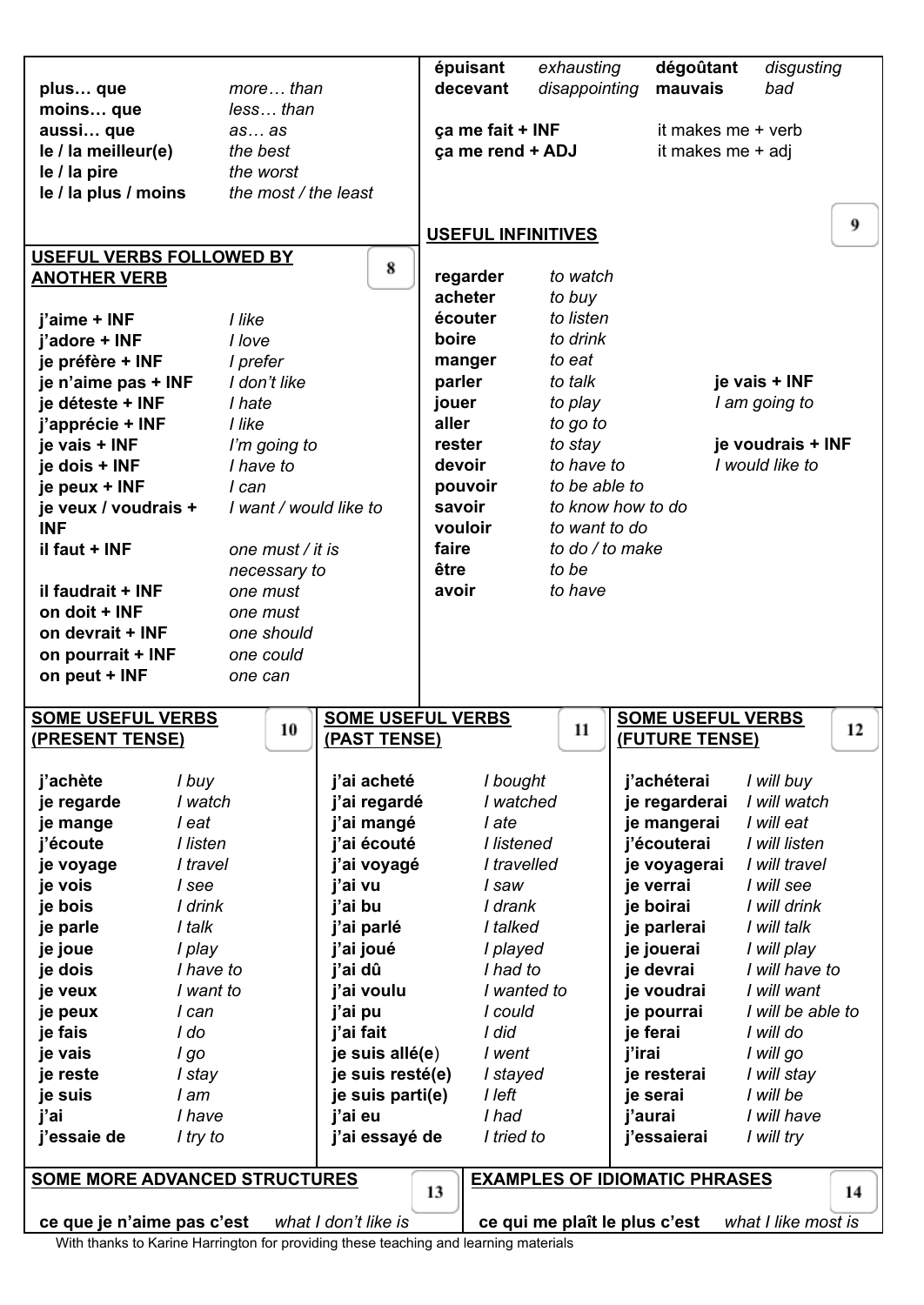| | |
|---|---|
| **plus… que** | *more… than* |
| **moins… que** | *less… than* |
| **aussi… que** | *as… as* |
| **le / la meilleur(e)** | *the best* |
| **le / la pire** | *the worst* |
| **le / la plus / moins** | *the most / the least* |

| | | | |
|---|---|---|---|
| **épuisant** | *exhausting* | **dégoûtant** | *disgusting* |
| **decevant** | *disappointing* | **mauvais** | *bad* |

| | |
|---|---|
| **ça me fait + INF** | it makes me + verb |
| **ça me rend + ADJ** | it makes me + adj |

## USEFUL VERBS FOLLOWED BY ANOTHER VERB

8

| | |
|---|---|
| **j'aime + INF** | *I like* |
| **j'adore + INF** | *I love* |
| **je préfère + INF** | *I prefer* |
| **je n'aime pas + INF** | *I don't like* |
| **je déteste + INF** | *I hate* |
| **j'apprécie + INF** | *I like* |
| **je vais + INF** | *I'm going to* |
| **je dois + INF** | *I have to* |
| **je peux + INF** | *I can* |
| **je veux / voudrais + INF** | *I want / would like to* |
| **il faut + INF** | *one must / it is necessary to* |
| **il faudrait + INF** | *one must* |
| **on doit + INF** | *one must* |
| **on devrait + INF** | *one should* |
| **on pourrait + INF** | *one could* |
| **on peut + INF** | *one can* |

## USEFUL INFINITIVES

9

| | |
|---|---|
| **regarder** | *to watch* |
| **acheter** | *to buy* |
| **écouter** | *to listen* |
| **boire** | *to drink* |
| **manger** | *to eat* |
| **parler** | *to talk* |
| **jouer** | *to play* |
| **aller** | *to go to* |
| **rester** | *to stay* |
| **devoir** | *to have to* |
| **pouvoir** | *to be able to* |
| **savoir** | *to know how to do* |
| **vouloir** | *to want to do* |
| **faire** | *to do / to make* |
| **être** | *to be* |
| **avoir** | *to have* |

**je vais + INF**
*I am going to*

**je voudrais + INF**
*I would like to*

## SOME USEFUL VERBS (PRESENT TENSE)

10

| | |
|---|---|
| **j'achète** | *I buy* |
| **je regarde** | *I watch* |
| **je mange** | *I eat* |
| **j'écoute** | *I listen* |
| **je voyage** | *I travel* |
| **je vois** | *I see* |
| **je bois** | *I drink* |
| **je parle** | *I talk* |
| **je joue** | *I play* |
| **je dois** | *I have to* |
| **je veux** | *I want to* |
| **je peux** | *I can* |
| **je fais** | *I do* |
| **je vais** | *I go* |
| **je reste** | *I stay* |
| **je suis** | *I am* |
| **j'ai** | *I have* |
| **j'essaie de** | *I try to* |

## SOME USEFUL VERBS (PAST TENSE)

11

| | |
|---|---|
| **j'ai acheté** | *I bought* |
| **j'ai regardé** | *I watched* |
| **j'ai mangé** | *I ate* |
| **j'ai écouté** | *I listened* |
| **j'ai voyagé** | *I travelled* |
| **j'ai vu** | *I saw* |
| **j'ai bu** | *I drank* |
| **j'ai parlé** | *I talked* |
| **j'ai joué** | *I played* |
| **j'ai dû** | *I had to* |
| **j'ai voulu** | *I wanted to* |
| **j'ai pu** | *I could* |
| **j'ai fait** | *I did* |
| **je suis allé(e)** | *I went* |
| **je suis resté(e)** | *I stayed* |
| **je suis parti(e)** | *I left* |
| **j'ai eu** | *I had* |
| **j'ai essayé de** | *I tried to* |

## SOME USEFUL VERBS (FUTURE TENSE)

12

| | |
|---|---|
| **j'achéterai** | *I will buy* |
| **je regarderai** | *I will watch* |
| **je mangerai** | *I will eat* |
| **j'écouterai** | *I will listen* |
| **je voyagerai** | *I will travel* |
| **je verrai** | *I will see* |
| **je boirai** | *I will drink* |
| **je parlerai** | *I will talk* |
| **je jouerai** | *I will play* |
| **je devrai** | *I will have to* |
| **je voudrai** | *I will want* |
| **je pourrai** | *I will be able to* |
| **je ferai** | *I will do* |
| **j'irai** | *I will go* |
| **je resterai** | *I will stay* |
| **je serai** | *I will be* |
| **j'aurai** | *I will have* |
| **j'essaierai** | *I will try* |

## SOME MORE ADVANCED STRUCTURES

13

**ce que je n'aime pas c'est** *what I don't like is*

## EXAMPLES OF IDIOMATIC PHRASES

14

**ce qui me plaît le plus c'est** *what I like most is*

With thanks to Karine Harrington for providing these teaching and learning materials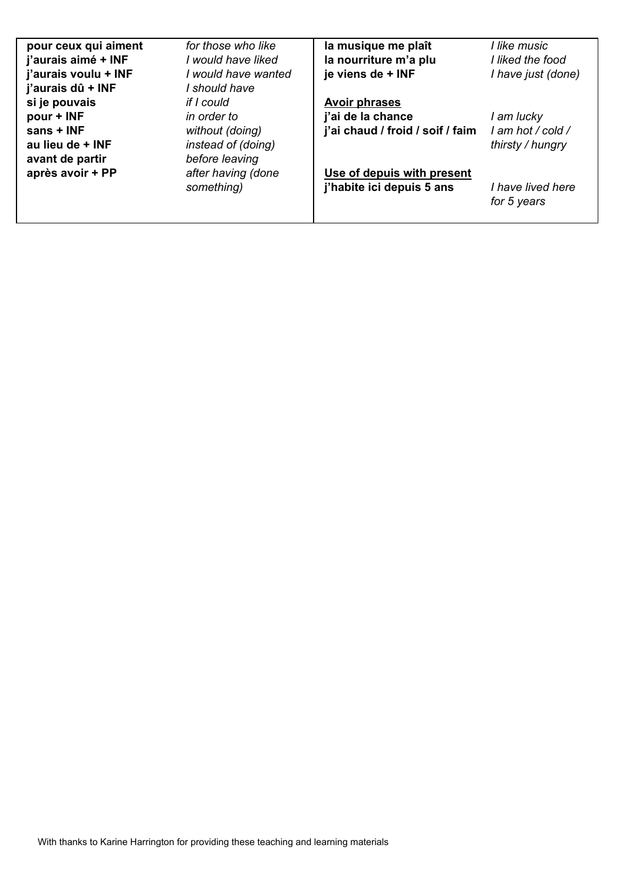| | | | |
|---|---|---|---|
| **pour ceux qui aiment** | *for those who like* | **la musique me plaît** | *I like music* |
| **j'aurais aimé + INF** | *I would have liked* | **la nourriture m'a plu** | *I liked the food* |
| **j'aurais voulu + INF** | *I would have wanted* | **je viens de + INF** | *I have just (done)* |
| **j'aurais dû + INF** | *I should have* | | |
| **si je pouvais** | *if I could* | **<u>Avoir phrases</u>** | |
| **pour + INF** | *in order to* | **j'ai de la chance** | *I am lucky* |
| **sans + INF** | *without (doing)* | **j'ai chaud / froid / soif / faim** | *I am hot / cold / thirsty / hungry* |
| **au lieu de + INF** | *instead of (doing)* | | |
| **avant de partir** | *before leaving* | | |
| **après avoir + PP** | *after having (done something)* | **<u>Use of depuis with present</u>** | |
| | | **j'habite ici depuis 5 ans** | *I have lived here for 5 years* |

With thanks to Karine Harrington for providing these teaching and learning materials